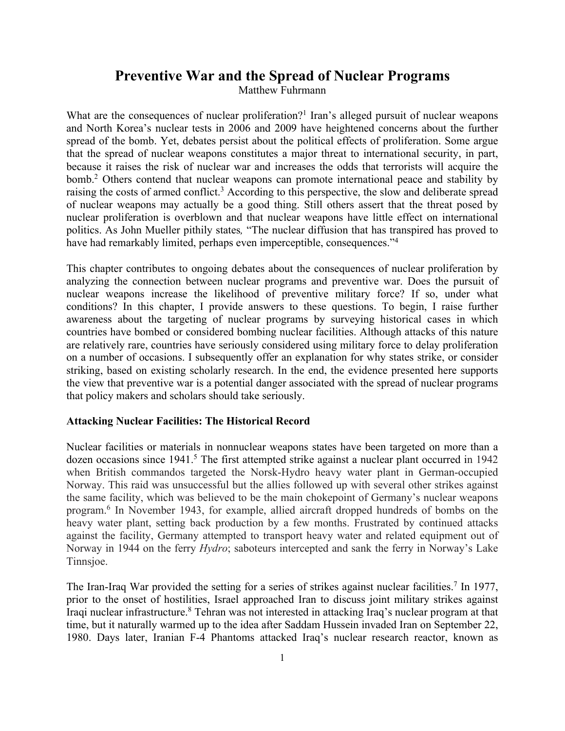# Preventive War and the Spread of Nuclear Programs

Matthew Fuhrmann

What are the consequences of nuclear proliferation?[1] Iran's alleged pursuit of nuclear weapons and North Korea's nuclear tests in 2006 and 2009 have heightened concerns about the further spread of the bomb. Yet, debates persist about the political effects of proliferation. Some argue that the spread of nuclear weapons constitutes a major threat to international security, in part, because it raises the risk of nuclear war and increases the odds that terrorists will acquire the bomb.[2] Others contend that nuclear weapons can promote international peace and stability by raising the costs of armed conflict.[3] According to this perspective, the slow and deliberate spread of nuclear weapons may actually be a good thing. Still others assert that the threat posed by nuclear proliferation is overblown and that nuclear weapons have little effect on international politics. As John Mueller pithily states, "The nuclear diffusion that has transpired has proved to have had remarkably limited, perhaps even imperceptible, consequences."[4]

This chapter contributes to ongoing debates about the consequences of nuclear proliferation by analyzing the connection between nuclear programs and preventive war. Does the pursuit of nuclear weapons increase the likelihood of preventive military force? If so, under what conditions? In this chapter, I provide answers to these questions. To begin, I raise further awareness about the targeting of nuclear programs by surveying historical cases in which countries have bombed or considered bombing nuclear facilities. Although attacks of this nature are relatively rare, countries have seriously considered using military force to delay proliferation on a number of occasions. I subsequently offer an explanation for why states strike, or consider striking, based on existing scholarly research. In the end, the evidence presented here supports the view that preventive war is a potential danger associated with the spread of nuclear programs that policy makers and scholars should take seriously.

**Attacking Nuclear Facilities: The Historical Record**

Nuclear facilities or materials in nonnuclear weapons states have been targeted on more than a dozen occasions since 1941.[5] The first attempted strike against a nuclear plant occurred in 1942 when British commandos targeted the Norsk-Hydro heavy water plant in German-occupied Norway. This raid was unsuccessful but the allies followed up with several other strikes against the same facility, which was believed to be the main chokepoint of Germany's nuclear weapons program.[6] In November 1943, for example, allied aircraft dropped hundreds of bombs on the heavy water plant, setting back production by a few months. Frustrated by continued attacks against the facility, Germany attempted to transport heavy water and related equipment out of Norway in 1944 on the ferry *Hydro*; saboteurs intercepted and sank the ferry in Norway's Lake Tinnsjoe.

The Iran-Iraq War provided the setting for a series of strikes against nuclear facilities.[7] In 1977, prior to the onset of hostilities, Israel approached Iran to discuss joint military strikes against Iraqi nuclear infrastructure.[8] Tehran was not interested in attacking Iraq's nuclear program at that time, but it naturally warmed up to the idea after Saddam Hussein invaded Iran on September 22, 1980. Days later, Iranian F-4 Phantoms attacked Iraq's nuclear research reactor, known as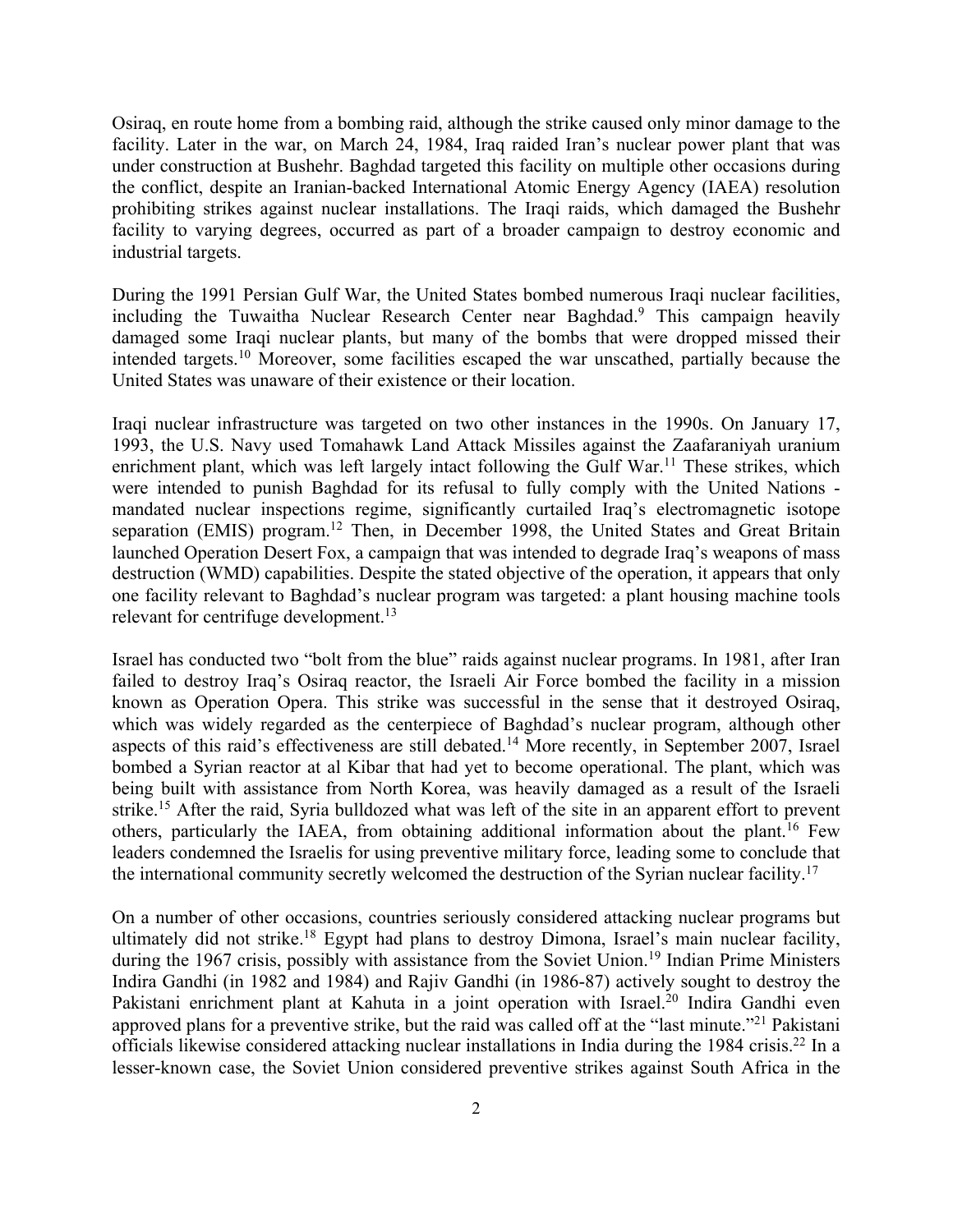Osiraq, en route home from a bombing raid, although the strike caused only minor damage to the facility. Later in the war, on March 24, 1984, Iraq raided Iran's nuclear power plant that was under construction at Bushehr. Baghdad targeted this facility on multiple other occasions during the conflict, despite an Iranian-backed International Atomic Energy Agency (IAEA) resolution prohibiting strikes against nuclear installations. The Iraqi raids, which damaged the Bushehr facility to varying degrees, occurred as part of a broader campaign to destroy economic and industrial targets.

During the 1991 Persian Gulf War, the United States bombed numerous Iraqi nuclear facilities, including the Tuwaitha Nuclear Research Center near Baghdad.[9] This campaign heavily damaged some Iraqi nuclear plants, but many of the bombs that were dropped missed their intended targets.[10] Moreover, some facilities escaped the war unscathed, partially because the United States was unaware of their existence or their location.

Iraqi nuclear infrastructure was targeted on two other instances in the 1990s. On January 17, 1993, the U.S. Navy used Tomahawk Land Attack Missiles against the Zaafaraniyah uranium enrichment plant, which was left largely intact following the Gulf War.[11] These strikes, which were intended to punish Baghdad for its refusal to fully comply with the United Nations - mandated nuclear inspections regime, significantly curtailed Iraq's electromagnetic isotope separation (EMIS) program.[12] Then, in December 1998, the United States and Great Britain launched Operation Desert Fox, a campaign that was intended to degrade Iraq's weapons of mass destruction (WMD) capabilities. Despite the stated objective of the operation, it appears that only one facility relevant to Baghdad's nuclear program was targeted: a plant housing machine tools relevant for centrifuge development.[13]

Israel has conducted two "bolt from the blue" raids against nuclear programs. In 1981, after Iran failed to destroy Iraq's Osiraq reactor, the Israeli Air Force bombed the facility in a mission known as Operation Opera. This strike was successful in the sense that it destroyed Osiraq, which was widely regarded as the centerpiece of Baghdad's nuclear program, although other aspects of this raid's effectiveness are still debated.[14] More recently, in September 2007, Israel bombed a Syrian reactor at al Kibar that had yet to become operational. The plant, which was being built with assistance from North Korea, was heavily damaged as a result of the Israeli strike.[15] After the raid, Syria bulldozed what was left of the site in an apparent effort to prevent others, particularly the IAEA, from obtaining additional information about the plant.[16] Few leaders condemned the Israelis for using preventive military force, leading some to conclude that the international community secretly welcomed the destruction of the Syrian nuclear facility.[17]

On a number of other occasions, countries seriously considered attacking nuclear programs but ultimately did not strike.[18] Egypt had plans to destroy Dimona, Israel's main nuclear facility, during the 1967 crisis, possibly with assistance from the Soviet Union.[19] Indian Prime Ministers Indira Gandhi (in 1982 and 1984) and Rajiv Gandhi (in 1986-87) actively sought to destroy the Pakistani enrichment plant at Kahuta in a joint operation with Israel.[20] Indira Gandhi even approved plans for a preventive strike, but the raid was called off at the "last minute."[21] Pakistani officials likewise considered attacking nuclear installations in India during the 1984 crisis.[22] In a lesser-known case, the Soviet Union considered preventive strikes against South Africa in the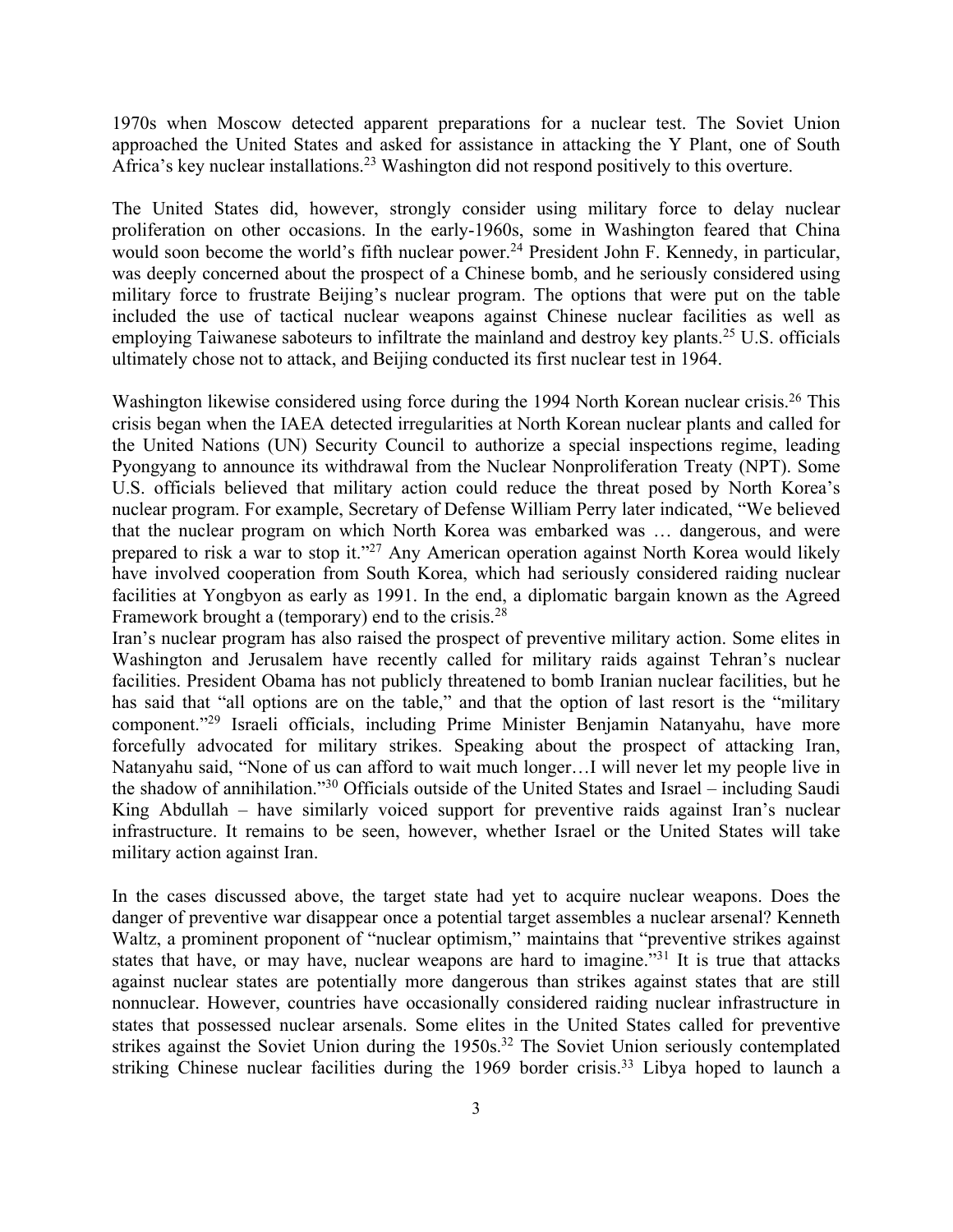1970s when Moscow detected apparent preparations for a nuclear test. The Soviet Union approached the United States and asked for assistance in attacking the Y Plant, one of South Africa's key nuclear installations.[23] Washington did not respond positively to this overture.

The United States did, however, strongly consider using military force to delay nuclear proliferation on other occasions. In the early-1960s, some in Washington feared that China would soon become the world's fifth nuclear power.[24] President John F. Kennedy, in particular, was deeply concerned about the prospect of a Chinese bomb, and he seriously considered using military force to frustrate Beijing's nuclear program. The options that were put on the table included the use of tactical nuclear weapons against Chinese nuclear facilities as well as employing Taiwanese saboteurs to infiltrate the mainland and destroy key plants.[25] U.S. officials ultimately chose not to attack, and Beijing conducted its first nuclear test in 1964.

Washington likewise considered using force during the 1994 North Korean nuclear crisis.[26] This crisis began when the IAEA detected irregularities at North Korean nuclear plants and called for the United Nations (UN) Security Council to authorize a special inspections regime, leading Pyongyang to announce its withdrawal from the Nuclear Nonproliferation Treaty (NPT). Some U.S. officials believed that military action could reduce the threat posed by North Korea's nuclear program. For example, Secretary of Defense William Perry later indicated, "We believed that the nuclear program on which North Korea was embarked was … dangerous, and were prepared to risk a war to stop it."[27] Any American operation against North Korea would likely have involved cooperation from South Korea, which had seriously considered raiding nuclear facilities at Yongbyon as early as 1991. In the end, a diplomatic bargain known as the Agreed Framework brought a (temporary) end to the crisis.[28]

Iran's nuclear program has also raised the prospect of preventive military action. Some elites in Washington and Jerusalem have recently called for military raids against Tehran's nuclear facilities. President Obama has not publicly threatened to bomb Iranian nuclear facilities, but he has said that "all options are on the table," and that the option of last resort is the "military component."[29] Israeli officials, including Prime Minister Benjamin Natanyahu, have more forcefully advocated for military strikes. Speaking about the prospect of attacking Iran, Natanyahu said, "None of us can afford to wait much longer…I will never let my people live in the shadow of annihilation."[30] Officials outside of the United States and Israel – including Saudi King Abdullah – have similarly voiced support for preventive raids against Iran's nuclear infrastructure. It remains to be seen, however, whether Israel or the United States will take military action against Iran.

In the cases discussed above, the target state had yet to acquire nuclear weapons. Does the danger of preventive war disappear once a potential target assembles a nuclear arsenal? Kenneth Waltz, a prominent proponent of "nuclear optimism," maintains that "preventive strikes against states that have, or may have, nuclear weapons are hard to imagine."[31] It is true that attacks against nuclear states are potentially more dangerous than strikes against states that are still nonnuclear. However, countries have occasionally considered raiding nuclear infrastructure in states that possessed nuclear arsenals. Some elites in the United States called for preventive strikes against the Soviet Union during the 1950s.[32] The Soviet Union seriously contemplated striking Chinese nuclear facilities during the 1969 border crisis.[33] Libya hoped to launch a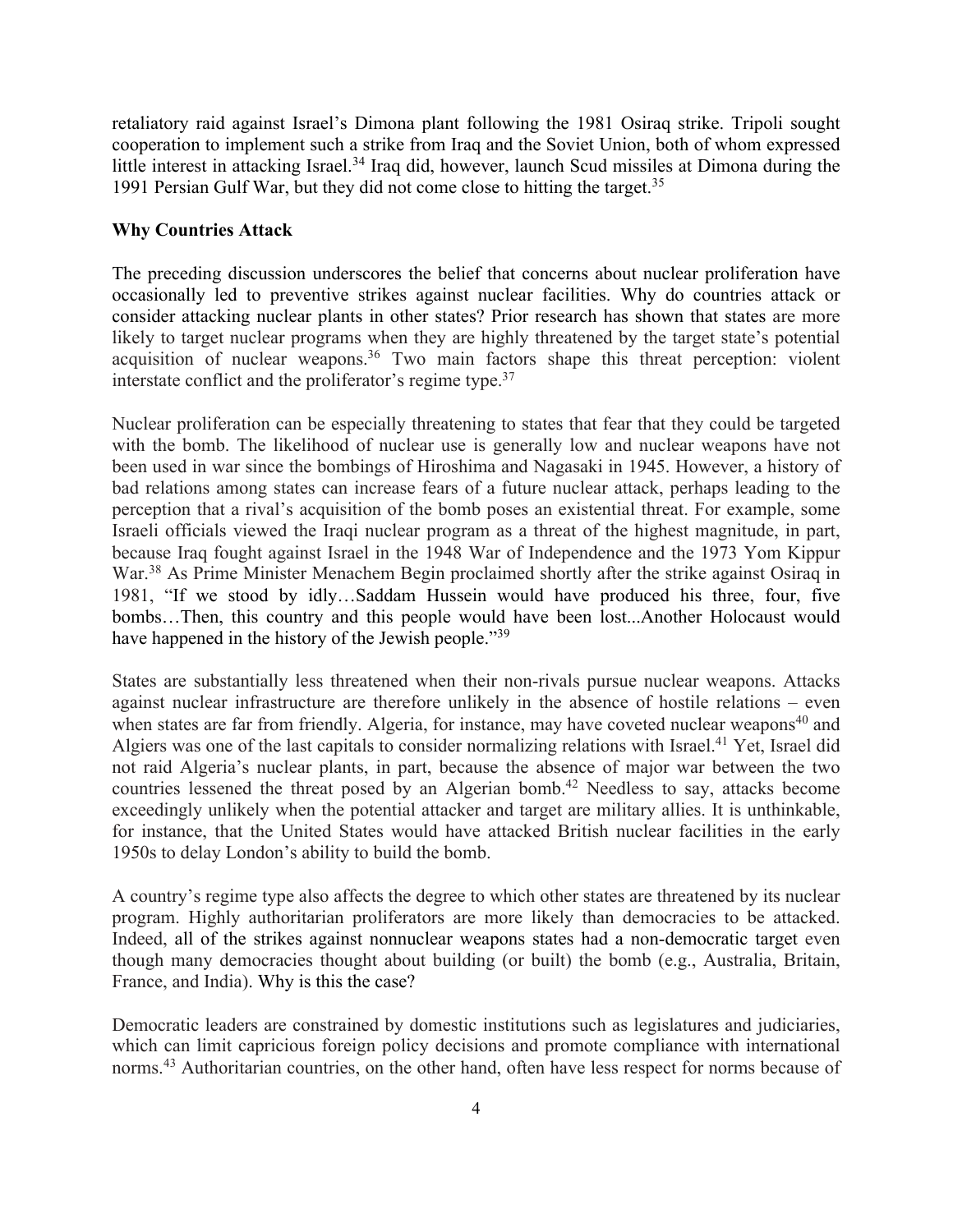retaliatory raid against Israel's Dimona plant following the 1981 Osiraq strike. Tripoli sought cooperation to implement such a strike from Iraq and the Soviet Union, both of whom expressed little interest in attacking Israel.[34] Iraq did, however, launch Scud missiles at Dimona during the 1991 Persian Gulf War, but they did not come close to hitting the target.[35]

**Why Countries Attack**

The preceding discussion underscores the belief that concerns about nuclear proliferation have occasionally led to preventive strikes against nuclear facilities. Why do countries attack or consider attacking nuclear plants in other states? Prior research has shown that states are more likely to target nuclear programs when they are highly threatened by the target state's potential acquisition of nuclear weapons.[36] Two main factors shape this threat perception: violent interstate conflict and the proliferator's regime type.[37]

Nuclear proliferation can be especially threatening to states that fear that they could be targeted with the bomb. The likelihood of nuclear use is generally low and nuclear weapons have not been used in war since the bombings of Hiroshima and Nagasaki in 1945. However, a history of bad relations among states can increase fears of a future nuclear attack, perhaps leading to the perception that a rival's acquisition of the bomb poses an existential threat. For example, some Israeli officials viewed the Iraqi nuclear program as a threat of the highest magnitude, in part, because Iraq fought against Israel in the 1948 War of Independence and the 1973 Yom Kippur War.[38] As Prime Minister Menachem Begin proclaimed shortly after the strike against Osiraq in 1981, "If we stood by idly…Saddam Hussein would have produced his three, four, five bombs…Then, this country and this people would have been lost...Another Holocaust would have happened in the history of the Jewish people."[39]

States are substantially less threatened when their non-rivals pursue nuclear weapons. Attacks against nuclear infrastructure are therefore unlikely in the absence of hostile relations – even when states are far from friendly. Algeria, for instance, may have coveted nuclear weapons[40] and Algiers was one of the last capitals to consider normalizing relations with Israel.[41] Yet, Israel did not raid Algeria's nuclear plants, in part, because the absence of major war between the two countries lessened the threat posed by an Algerian bomb.[42] Needless to say, attacks become exceedingly unlikely when the potential attacker and target are military allies. It is unthinkable, for instance, that the United States would have attacked British nuclear facilities in the early 1950s to delay London's ability to build the bomb.

A country's regime type also affects the degree to which other states are threatened by its nuclear program. Highly authoritarian proliferators are more likely than democracies to be attacked. Indeed, all of the strikes against nonnuclear weapons states had a non-democratic target even though many democracies thought about building (or built) the bomb (e.g., Australia, Britain, France, and India). Why is this the case?

Democratic leaders are constrained by domestic institutions such as legislatures and judiciaries, which can limit capricious foreign policy decisions and promote compliance with international norms.[43] Authoritarian countries, on the other hand, often have less respect for norms because of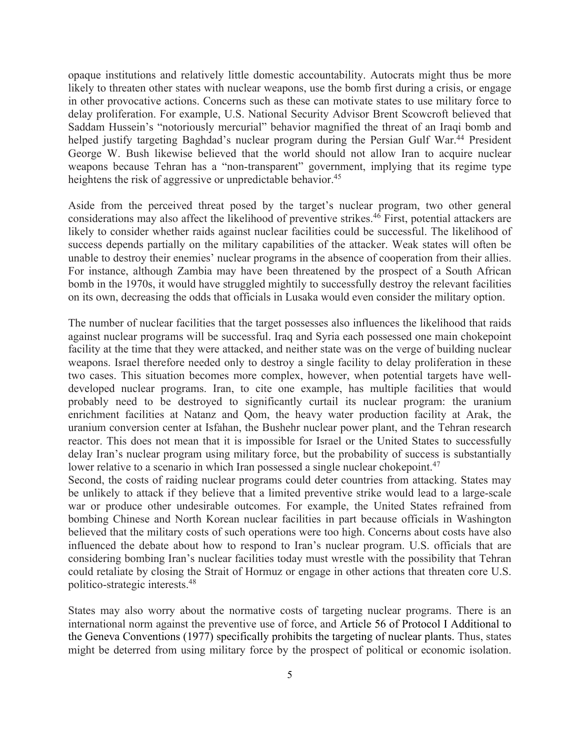opaque institutions and relatively little domestic accountability. Autocrats might thus be more likely to threaten other states with nuclear weapons, use the bomb first during a crisis, or engage in other provocative actions. Concerns such as these can motivate states to use military force to delay proliferation. For example, U.S. National Security Advisor Brent Scowcroft believed that Saddam Hussein's "notoriously mercurial" behavior magnified the threat of an Iraqi bomb and helped justify targeting Baghdad's nuclear program during the Persian Gulf War.[44] President George W. Bush likewise believed that the world should not allow Iran to acquire nuclear weapons because Tehran has a "non-transparent" government, implying that its regime type heightens the risk of aggressive or unpredictable behavior.[45]

Aside from the perceived threat posed by the target's nuclear program, two other general considerations may also affect the likelihood of preventive strikes.[46] First, potential attackers are likely to consider whether raids against nuclear facilities could be successful. The likelihood of success depends partially on the military capabilities of the attacker. Weak states will often be unable to destroy their enemies' nuclear programs in the absence of cooperation from their allies. For instance, although Zambia may have been threatened by the prospect of a South African bomb in the 1970s, it would have struggled mightily to successfully destroy the relevant facilities on its own, decreasing the odds that officials in Lusaka would even consider the military option.

The number of nuclear facilities that the target possesses also influences the likelihood that raids against nuclear programs will be successful. Iraq and Syria each possessed one main chokepoint facility at the time that they were attacked, and neither state was on the verge of building nuclear weapons. Israel therefore needed only to destroy a single facility to delay proliferation in these two cases. This situation becomes more complex, however, when potential targets have well-developed nuclear programs. Iran, to cite one example, has multiple facilities that would probably need to be destroyed to significantly curtail its nuclear program: the uranium enrichment facilities at Natanz and Qom, the heavy water production facility at Arak, the uranium conversion center at Isfahan, the Bushehr nuclear power plant, and the Tehran research reactor. This does not mean that it is impossible for Israel or the United States to successfully delay Iran's nuclear program using military force, but the probability of success is substantially lower relative to a scenario in which Iran possessed a single nuclear chokepoint.[47]

Second, the costs of raiding nuclear programs could deter countries from attacking. States may be unlikely to attack if they believe that a limited preventive strike would lead to a large-scale war or produce other undesirable outcomes. For example, the United States refrained from bombing Chinese and North Korean nuclear facilities in part because officials in Washington believed that the military costs of such operations were too high. Concerns about costs have also influenced the debate about how to respond to Iran's nuclear program. U.S. officials that are considering bombing Iran's nuclear facilities today must wrestle with the possibility that Tehran could retaliate by closing the Strait of Hormuz or engage in other actions that threaten core U.S. politico-strategic interests.[48]

States may also worry about the normative costs of targeting nuclear programs. There is an international norm against the preventive use of force, and Article 56 of Protocol I Additional to the Geneva Conventions (1977) specifically prohibits the targeting of nuclear plants. Thus, states might be deterred from using military force by the prospect of political or economic isolation.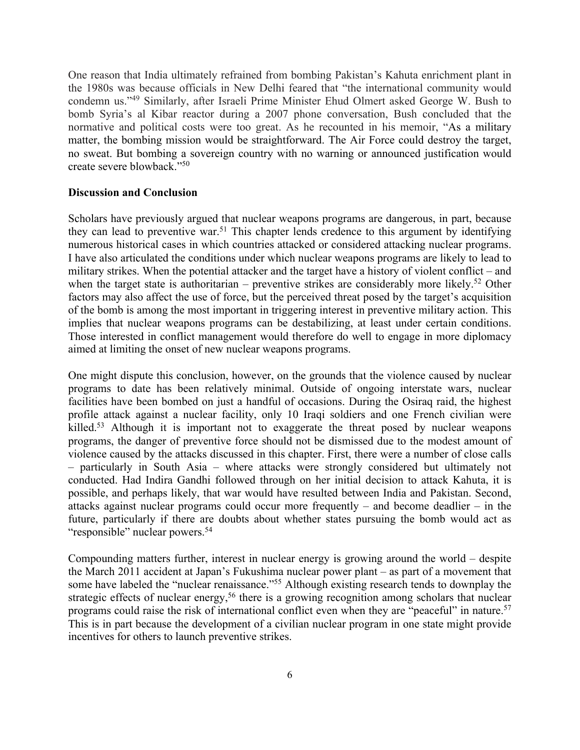One reason that India ultimately refrained from bombing Pakistan's Kahuta enrichment plant in the 1980s was because officials in New Delhi feared that "the international community would condemn us."[49] Similarly, after Israeli Prime Minister Ehud Olmert asked George W. Bush to bomb Syria's al Kibar reactor during a 2007 phone conversation, Bush concluded that the normative and political costs were too great. As he recounted in his memoir, "As a military matter, the bombing mission would be straightforward. The Air Force could destroy the target, no sweat. But bombing a sovereign country with no warning or announced justification would create severe blowback."[50]

**Discussion and Conclusion**

Scholars have previously argued that nuclear weapons programs are dangerous, in part, because they can lead to preventive war.[51] This chapter lends credence to this argument by identifying numerous historical cases in which countries attacked or considered attacking nuclear programs. I have also articulated the conditions under which nuclear weapons programs are likely to lead to military strikes. When the potential attacker and the target have a history of violent conflict – and when the target state is authoritarian – preventive strikes are considerably more likely.[52] Other factors may also affect the use of force, but the perceived threat posed by the target's acquisition of the bomb is among the most important in triggering interest in preventive military action. This implies that nuclear weapons programs can be destabilizing, at least under certain conditions. Those interested in conflict management would therefore do well to engage in more diplomacy aimed at limiting the onset of new nuclear weapons programs.

One might dispute this conclusion, however, on the grounds that the violence caused by nuclear programs to date has been relatively minimal. Outside of ongoing interstate wars, nuclear facilities have been bombed on just a handful of occasions. During the Osiraq raid, the highest profile attack against a nuclear facility, only 10 Iraqi soldiers and one French civilian were killed.[53] Although it is important not to exaggerate the threat posed by nuclear weapons programs, the danger of preventive force should not be dismissed due to the modest amount of violence caused by the attacks discussed in this chapter. First, there were a number of close calls – particularly in South Asia – where attacks were strongly considered but ultimately not conducted. Had Indira Gandhi followed through on her initial decision to attack Kahuta, it is possible, and perhaps likely, that war would have resulted between India and Pakistan. Second, attacks against nuclear programs could occur more frequently – and become deadlier – in the future, particularly if there are doubts about whether states pursuing the bomb would act as "responsible" nuclear powers.[54]

Compounding matters further, interest in nuclear energy is growing around the world – despite the March 2011 accident at Japan's Fukushima nuclear power plant – as part of a movement that some have labeled the "nuclear renaissance."[55] Although existing research tends to downplay the strategic effects of nuclear energy,[56] there is a growing recognition among scholars that nuclear programs could raise the risk of international conflict even when they are "peaceful" in nature.[57] This is in part because the development of a civilian nuclear program in one state might provide incentives for others to launch preventive strikes.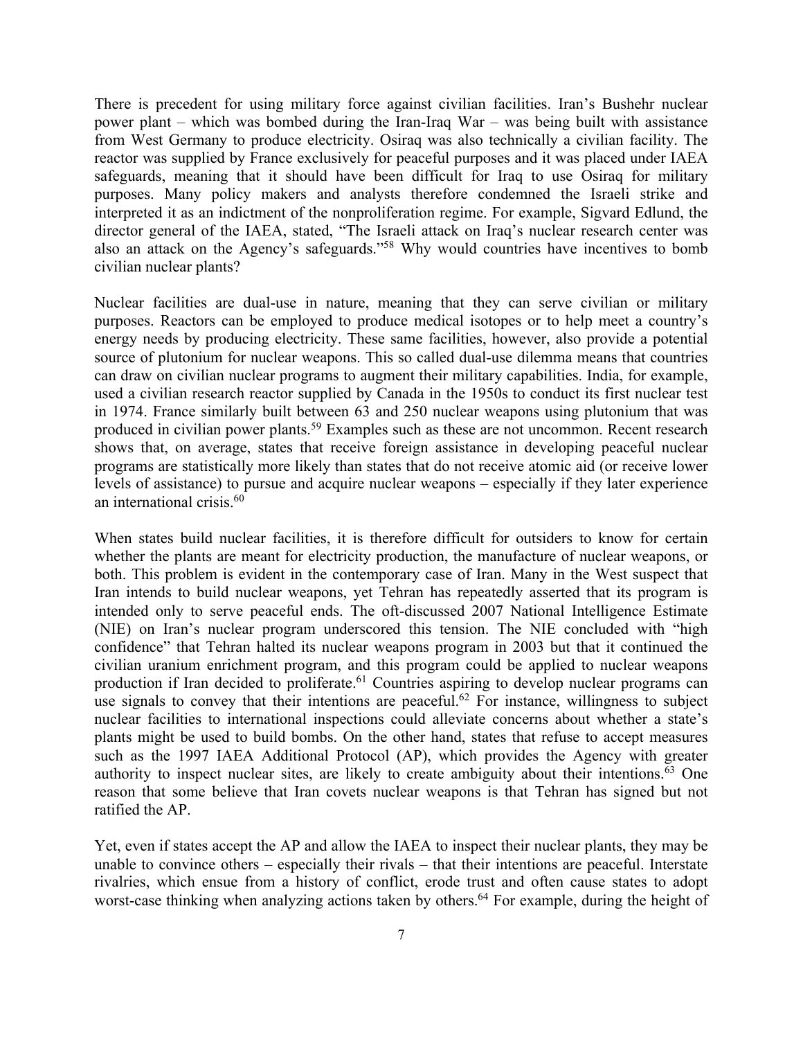There is precedent for using military force against civilian facilities. Iran's Bushehr nuclear power plant – which was bombed during the Iran-Iraq War – was being built with assistance from West Germany to produce electricity. Osiraq was also technically a civilian facility. The reactor was supplied by France exclusively for peaceful purposes and it was placed under IAEA safeguards, meaning that it should have been difficult for Iraq to use Osiraq for military purposes. Many policy makers and analysts therefore condemned the Israeli strike and interpreted it as an indictment of the nonproliferation regime. For example, Sigvard Edlund, the director general of the IAEA, stated, "The Israeli attack on Iraq's nuclear research center was also an attack on the Agency's safeguards."[58] Why would countries have incentives to bomb civilian nuclear plants?

Nuclear facilities are dual-use in nature, meaning that they can serve civilian or military purposes. Reactors can be employed to produce medical isotopes or to help meet a country's energy needs by producing electricity. These same facilities, however, also provide a potential source of plutonium for nuclear weapons. This so called dual-use dilemma means that countries can draw on civilian nuclear programs to augment their military capabilities. India, for example, used a civilian research reactor supplied by Canada in the 1950s to conduct its first nuclear test in 1974. France similarly built between 63 and 250 nuclear weapons using plutonium that was produced in civilian power plants.[59] Examples such as these are not uncommon. Recent research shows that, on average, states that receive foreign assistance in developing peaceful nuclear programs are statistically more likely than states that do not receive atomic aid (or receive lower levels of assistance) to pursue and acquire nuclear weapons – especially if they later experience an international crisis.[60]

When states build nuclear facilities, it is therefore difficult for outsiders to know for certain whether the plants are meant for electricity production, the manufacture of nuclear weapons, or both. This problem is evident in the contemporary case of Iran. Many in the West suspect that Iran intends to build nuclear weapons, yet Tehran has repeatedly asserted that its program is intended only to serve peaceful ends. The oft-discussed 2007 National Intelligence Estimate (NIE) on Iran's nuclear program underscored this tension. The NIE concluded with "high confidence" that Tehran halted its nuclear weapons program in 2003 but that it continued the civilian uranium enrichment program, and this program could be applied to nuclear weapons production if Iran decided to proliferate.[61] Countries aspiring to develop nuclear programs can use signals to convey that their intentions are peaceful.[62] For instance, willingness to subject nuclear facilities to international inspections could alleviate concerns about whether a state's plants might be used to build bombs. On the other hand, states that refuse to accept measures such as the 1997 IAEA Additional Protocol (AP), which provides the Agency with greater authority to inspect nuclear sites, are likely to create ambiguity about their intentions.[63] One reason that some believe that Iran covets nuclear weapons is that Tehran has signed but not ratified the AP.

Yet, even if states accept the AP and allow the IAEA to inspect their nuclear plants, they may be unable to convince others – especially their rivals – that their intentions are peaceful. Interstate rivalries, which ensue from a history of conflict, erode trust and often cause states to adopt worst-case thinking when analyzing actions taken by others.[64] For example, during the height of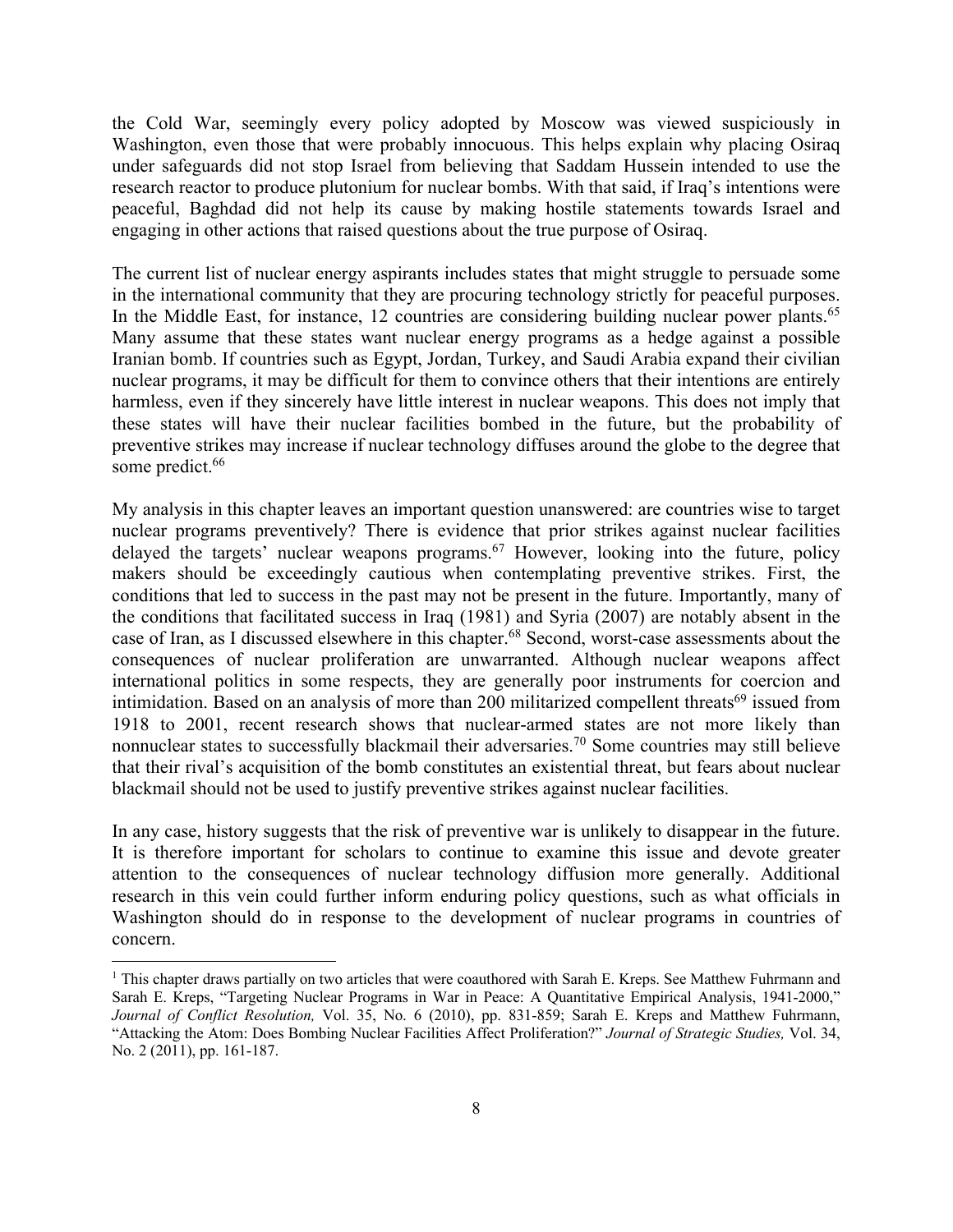the Cold War, seemingly every policy adopted by Moscow was viewed suspiciously in Washington, even those that were probably innocuous. This helps explain why placing Osiraq under safeguards did not stop Israel from believing that Saddam Hussein intended to use the research reactor to produce plutonium for nuclear bombs. With that said, if Iraq's intentions were peaceful, Baghdad did not help its cause by making hostile statements towards Israel and engaging in other actions that raised questions about the true purpose of Osiraq.

The current list of nuclear energy aspirants includes states that might struggle to persuade some in the international community that they are procuring technology strictly for peaceful purposes. In the Middle East, for instance, 12 countries are considering building nuclear power plants.[65] Many assume that these states want nuclear energy programs as a hedge against a possible Iranian bomb. If countries such as Egypt, Jordan, Turkey, and Saudi Arabia expand their civilian nuclear programs, it may be difficult for them to convince others that their intentions are entirely harmless, even if they sincerely have little interest in nuclear weapons. This does not imply that these states will have their nuclear facilities bombed in the future, but the probability of preventive strikes may increase if nuclear technology diffuses around the globe to the degree that some predict.[66]

My analysis in this chapter leaves an important question unanswered: are countries wise to target nuclear programs preventively? There is evidence that prior strikes against nuclear facilities delayed the targets' nuclear weapons programs.[67] However, looking into the future, policy makers should be exceedingly cautious when contemplating preventive strikes. First, the conditions that led to success in the past may not be present in the future. Importantly, many of the conditions that facilitated success in Iraq (1981) and Syria (2007) are notably absent in the case of Iran, as I discussed elsewhere in this chapter.[68] Second, worst-case assessments about the consequences of nuclear proliferation are unwarranted. Although nuclear weapons affect international politics in some respects, they are generally poor instruments for coercion and intimidation. Based on an analysis of more than 200 militarized compellent threats[69] issued from 1918 to 2001, recent research shows that nuclear-armed states are not more likely than nonnuclear states to successfully blackmail their adversaries.[70] Some countries may still believe that their rival's acquisition of the bomb constitutes an existential threat, but fears about nuclear blackmail should not be used to justify preventive strikes against nuclear facilities.

In any case, history suggests that the risk of preventive war is unlikely to disappear in the future. It is therefore important for scholars to continue to examine this issue and devote greater attention to the consequences of nuclear technology diffusion more generally. Additional research in this vein could further inform enduring policy questions, such as what officials in Washington should do in response to the development of nuclear programs in countries of concern.

---

[1] This chapter draws partially on two articles that were coauthored with Sarah E. Kreps. See Matthew Fuhrmann and Sarah E. Kreps, "Targeting Nuclear Programs in War in Peace: A Quantitative Empirical Analysis, 1941-2000," *Journal of Conflict Resolution,* Vol. 35, No. 6 (2010), pp. 831-859; Sarah E. Kreps and Matthew Fuhrmann, "Attacking the Atom: Does Bombing Nuclear Facilities Affect Proliferation?" *Journal of Strategic Studies,* Vol. 34, No. 2 (2011), pp. 161-187.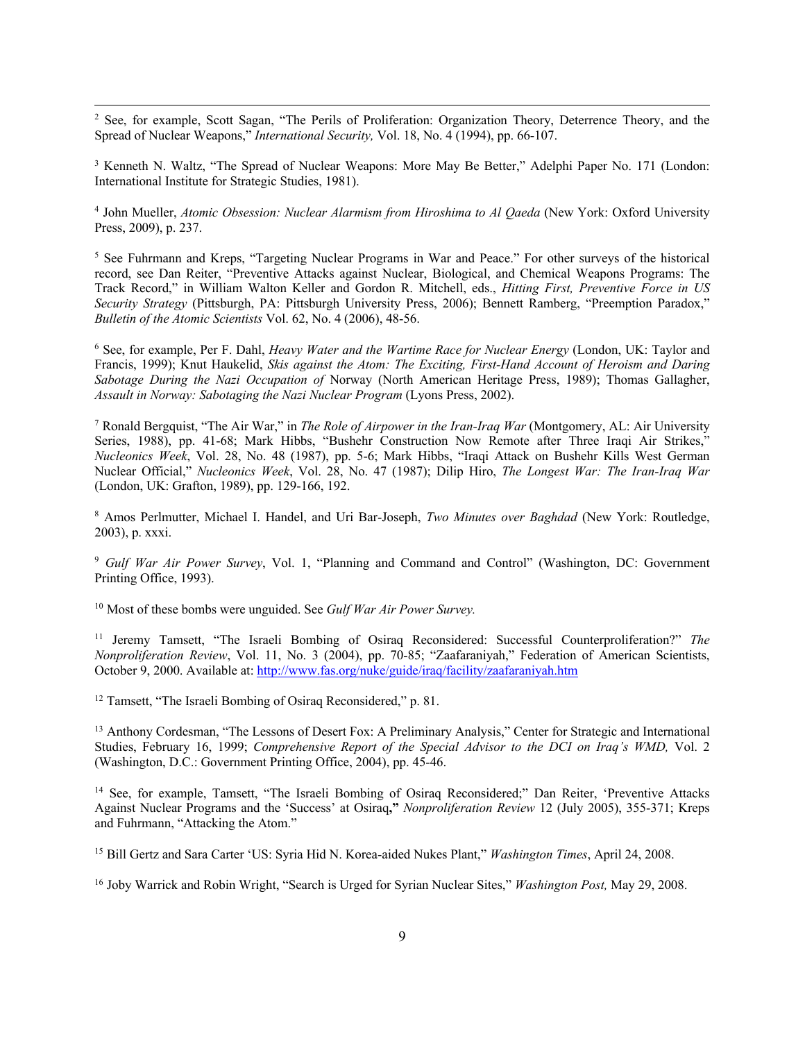[2] See, for example, Scott Sagan, "The Perils of Proliferation: Organization Theory, Deterrence Theory, and the Spread of Nuclear Weapons," *International Security,* Vol. 18, No. 4 (1994), pp. 66-107.

[3] Kenneth N. Waltz, "The Spread of Nuclear Weapons: More May Be Better," Adelphi Paper No. 171 (London: International Institute for Strategic Studies, 1981).

[4] John Mueller, *Atomic Obsession: Nuclear Alarmism from Hiroshima to Al Qaeda* (New York: Oxford University Press, 2009), p. 237.

[5] See Fuhrmann and Kreps, "Targeting Nuclear Programs in War and Peace." For other surveys of the historical record, see Dan Reiter, "Preventive Attacks against Nuclear, Biological, and Chemical Weapons Programs: The Track Record," in William Walton Keller and Gordon R. Mitchell, eds., *Hitting First, Preventive Force in US Security Strategy* (Pittsburgh, PA: Pittsburgh University Press, 2006); Bennett Ramberg, "Preemption Paradox," *Bulletin of the Atomic Scientists* Vol. 62, No. 4 (2006), 48-56.

[6] See, for example, Per F. Dahl, *Heavy Water and the Wartime Race for Nuclear Energy* (London, UK: Taylor and Francis, 1999); Knut Haukelid, *Skis against the Atom: The Exciting, First-Hand Account of Heroism and Daring Sabotage During the Nazi Occupation of* Norway (North American Heritage Press, 1989); Thomas Gallagher, *Assault in Norway: Sabotaging the Nazi Nuclear Program* (Lyons Press, 2002).

[7] Ronald Bergquist, "The Air War," in *The Role of Airpower in the Iran-Iraq War* (Montgomery, AL: Air University Series, 1988), pp. 41-68; Mark Hibbs, "Bushehr Construction Now Remote after Three Iraqi Air Strikes," *Nucleonics Week*, Vol. 28, No. 48 (1987), pp. 5-6; Mark Hibbs, "Iraqi Attack on Bushehr Kills West German Nuclear Official," *Nucleonics Week*, Vol. 28, No. 47 (1987); Dilip Hiro, *The Longest War: The Iran-Iraq War* (London, UK: Grafton, 1989), pp. 129-166, 192.

[8] Amos Perlmutter, Michael I. Handel, and Uri Bar-Joseph, *Two Minutes over Baghdad* (New York: Routledge, 2003), p. xxxi.

[9] *Gulf War Air Power Survey*, Vol. 1, "Planning and Command and Control" (Washington, DC: Government Printing Office, 1993).

[10] Most of these bombs were unguided. See *Gulf War Air Power Survey.*

[11] Jeremy Tamsett, "The Israeli Bombing of Osiraq Reconsidered: Successful Counterproliferation?" *The Nonproliferation Review*, Vol. 11, No. 3 (2004), pp. 70-85; "Zaafaraniyah," Federation of American Scientists, October 9, 2000. Available at: http://www.fas.org/nuke/guide/iraq/facility/zaafaraniyah.htm

[12] Tamsett, "The Israeli Bombing of Osiraq Reconsidered," p. 81.

[13] Anthony Cordesman, "The Lessons of Desert Fox: A Preliminary Analysis," Center for Strategic and International Studies, February 16, 1999; *Comprehensive Report of the Special Advisor to the DCI on Iraq's WMD,* Vol. 2 (Washington, D.C.: Government Printing Office, 2004), pp. 45-46.

[14] See, for example, Tamsett, "The Israeli Bombing of Osiraq Reconsidered;" Dan Reiter, 'Preventive Attacks Against Nuclear Programs and the 'Success' at Osiraq**,"** *Nonproliferation Review* 12 (July 2005), 355-371; Kreps and Fuhrmann, "Attacking the Atom."

[15] Bill Gertz and Sara Carter 'US: Syria Hid N. Korea-aided Nukes Plant," *Washington Times*, April 24, 2008.

[16] Joby Warrick and Robin Wright, "Search is Urged for Syrian Nuclear Sites," *Washington Post,* May 29, 2008.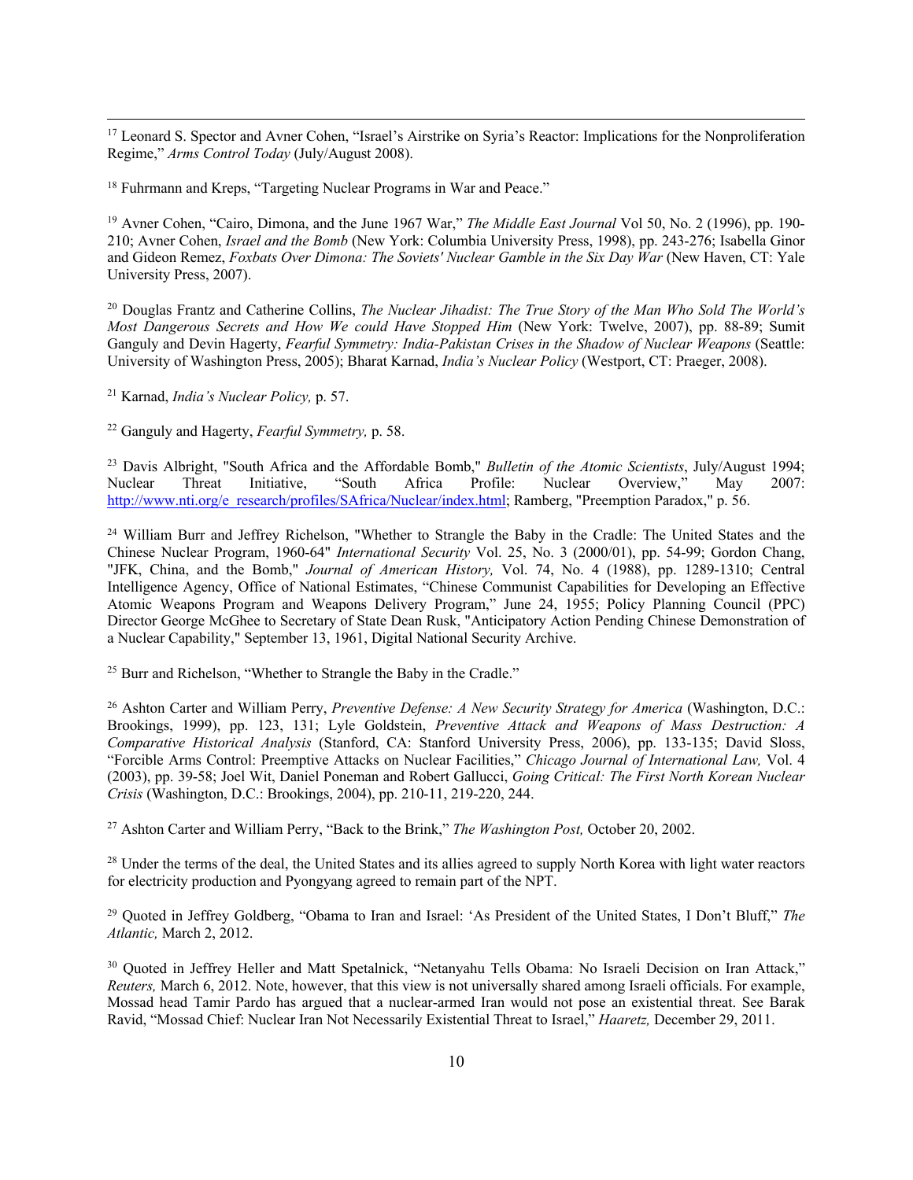[17] Leonard S. Spector and Avner Cohen, "Israel's Airstrike on Syria's Reactor: Implications for the Nonproliferation Regime," *Arms Control Today* (July/August 2008).

[18] Fuhrmann and Kreps, "Targeting Nuclear Programs in War and Peace."

[19] Avner Cohen, "Cairo, Dimona, and the June 1967 War," *The Middle East Journal* Vol 50, No. 2 (1996), pp. 190-210; Avner Cohen, *Israel and the Bomb* (New York: Columbia University Press, 1998), pp. 243-276; Isabella Ginor and Gideon Remez, *Foxbats Over Dimona: The Soviets' Nuclear Gamble in the Six Day War* (New Haven, CT: Yale University Press, 2007).

[20] Douglas Frantz and Catherine Collins, *The Nuclear Jihadist: The True Story of the Man Who Sold The World's Most Dangerous Secrets and How We could Have Stopped Him* (New York: Twelve, 2007), pp. 88-89; Sumit Ganguly and Devin Hagerty, *Fearful Symmetry: India-Pakistan Crises in the Shadow of Nuclear Weapons* (Seattle: University of Washington Press, 2005); Bharat Karnad, *India's Nuclear Policy* (Westport, CT: Praeger, 2008).

[21] Karnad, *India's Nuclear Policy,* p. 57.

[22] Ganguly and Hagerty, *Fearful Symmetry,* p. 58.

[23] Davis Albright, "South Africa and the Affordable Bomb," *Bulletin of the Atomic Scientists*, July/August 1994; Nuclear Threat Initiative, "South Africa Profile: Nuclear Overview," May 2007: http://www.nti.org/e_research/profiles/SAfrica/Nuclear/index.html; Ramberg, "Preemption Paradox," p. 56.

[24] William Burr and Jeffrey Richelson, "Whether to Strangle the Baby in the Cradle: The United States and the Chinese Nuclear Program, 1960-64" *International Security* Vol. 25, No. 3 (2000/01), pp. 54-99; Gordon Chang, "JFK, China, and the Bomb," *Journal of American History,* Vol. 74, No. 4 (1988), pp. 1289-1310; Central Intelligence Agency, Office of National Estimates, "Chinese Communist Capabilities for Developing an Effective Atomic Weapons Program and Weapons Delivery Program," June 24, 1955; Policy Planning Council (PPC) Director George McGhee to Secretary of State Dean Rusk, "Anticipatory Action Pending Chinese Demonstration of a Nuclear Capability," September 13, 1961, Digital National Security Archive.

[25] Burr and Richelson, "Whether to Strangle the Baby in the Cradle."

[26] Ashton Carter and William Perry, *Preventive Defense: A New Security Strategy for America* (Washington, D.C.: Brookings, 1999), pp. 123, 131; Lyle Goldstein, *Preventive Attack and Weapons of Mass Destruction: A Comparative Historical Analysis* (Stanford, CA: Stanford University Press, 2006), pp. 133-135; David Sloss, "Forcible Arms Control: Preemptive Attacks on Nuclear Facilities," *Chicago Journal of International Law,* Vol. 4 (2003), pp. 39-58; Joel Wit, Daniel Poneman and Robert Gallucci, *Going Critical: The First North Korean Nuclear Crisis* (Washington, D.C.: Brookings, 2004), pp. 210-11, 219-220, 244.

[27] Ashton Carter and William Perry, "Back to the Brink," *The Washington Post,* October 20, 2002.

[28] Under the terms of the deal, the United States and its allies agreed to supply North Korea with light water reactors for electricity production and Pyongyang agreed to remain part of the NPT.

[29] Quoted in Jeffrey Goldberg, "Obama to Iran and Israel: 'As President of the United States, I Don't Bluff," *The Atlantic,* March 2, 2012.

[30] Quoted in Jeffrey Heller and Matt Spetalnick, "Netanyahu Tells Obama: No Israeli Decision on Iran Attack," *Reuters,* March 6, 2012. Note, however, that this view is not universally shared among Israeli officials. For example, Mossad head Tamir Pardo has argued that a nuclear-armed Iran would not pose an existential threat. See Barak Ravid, "Mossad Chief: Nuclear Iran Not Necessarily Existential Threat to Israel," *Haaretz,* December 29, 2011.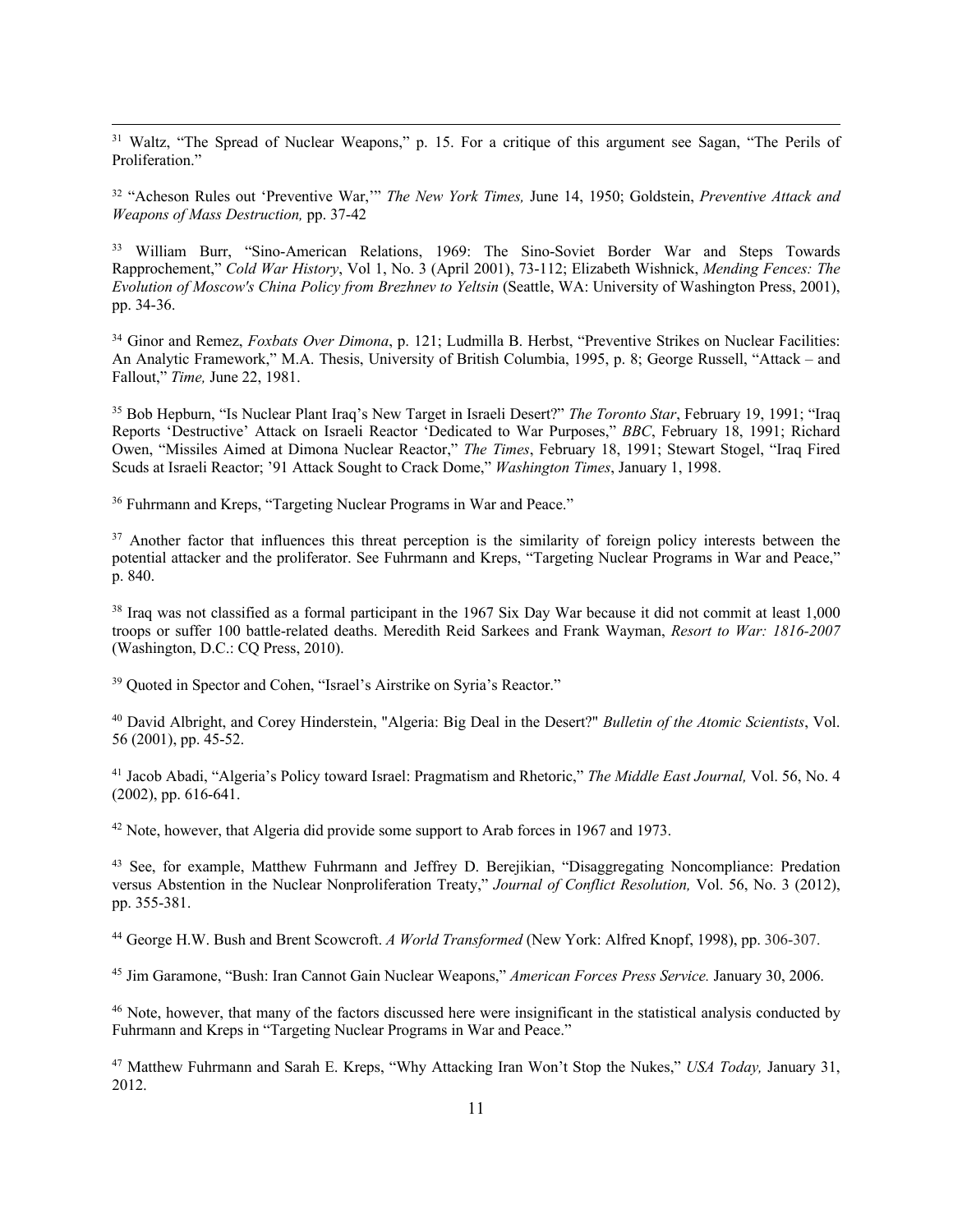[31] Waltz, "The Spread of Nuclear Weapons," p. 15. For a critique of this argument see Sagan, "The Perils of Proliferation."

[32] "Acheson Rules out 'Preventive War,'" *The New York Times,* June 14, 1950; Goldstein, *Preventive Attack and Weapons of Mass Destruction,* pp. 37-42

[33] William Burr, "Sino-American Relations, 1969: The Sino-Soviet Border War and Steps Towards Rapprochement," *Cold War History*, Vol 1, No. 3 (April 2001), 73-112; Elizabeth Wishnick, *Mending Fences: The Evolution of Moscow's China Policy from Brezhnev to Yeltsin* (Seattle, WA: University of Washington Press, 2001), pp. 34-36.

[34] Ginor and Remez, *Foxbats Over Dimona*, p. 121; Ludmilla B. Herbst, "Preventive Strikes on Nuclear Facilities: An Analytic Framework," M.A. Thesis, University of British Columbia, 1995, p. 8; George Russell, "Attack – and Fallout," *Time,* June 22, 1981.

[35] Bob Hepburn, "Is Nuclear Plant Iraq's New Target in Israeli Desert?" *The Toronto Star*, February 19, 1991; "Iraq Reports 'Destructive' Attack on Israeli Reactor 'Dedicated to War Purposes," *BBC*, February 18, 1991; Richard Owen, "Missiles Aimed at Dimona Nuclear Reactor," *The Times*, February 18, 1991; Stewart Stogel, "Iraq Fired Scuds at Israeli Reactor; '91 Attack Sought to Crack Dome," *Washington Times*, January 1, 1998.

[36] Fuhrmann and Kreps, "Targeting Nuclear Programs in War and Peace."

[37] Another factor that influences this threat perception is the similarity of foreign policy interests between the potential attacker and the proliferator. See Fuhrmann and Kreps, "Targeting Nuclear Programs in War and Peace," p. 840.

[38] Iraq was not classified as a formal participant in the 1967 Six Day War because it did not commit at least 1,000 troops or suffer 100 battle-related deaths. Meredith Reid Sarkees and Frank Wayman, *Resort to War: 1816-2007* (Washington, D.C.: CQ Press, 2010).

[39] Quoted in Spector and Cohen, "Israel's Airstrike on Syria's Reactor."

[40] David Albright, and Corey Hinderstein, "Algeria: Big Deal in the Desert?" *Bulletin of the Atomic Scientists*, Vol. 56 (2001), pp. 45-52.

[41] Jacob Abadi, "Algeria's Policy toward Israel: Pragmatism and Rhetoric," *The Middle East Journal,* Vol. 56, No. 4 (2002), pp. 616-641.

[42] Note, however, that Algeria did provide some support to Arab forces in 1967 and 1973.

[43] See, for example, Matthew Fuhrmann and Jeffrey D. Berejikian, "Disaggregating Noncompliance: Predation versus Abstention in the Nuclear Nonproliferation Treaty," *Journal of Conflict Resolution,* Vol. 56, No. 3 (2012), pp. 355-381.

[44] George H.W. Bush and Brent Scowcroft. *A World Transformed* (New York: Alfred Knopf, 1998), pp. 306-307.

[45] Jim Garamone, "Bush: Iran Cannot Gain Nuclear Weapons," *American Forces Press Service.* January 30, 2006.

[46] Note, however, that many of the factors discussed here were insignificant in the statistical analysis conducted by Fuhrmann and Kreps in "Targeting Nuclear Programs in War and Peace."

[47] Matthew Fuhrmann and Sarah E. Kreps, "Why Attacking Iran Won't Stop the Nukes," *USA Today,* January 31, 2012.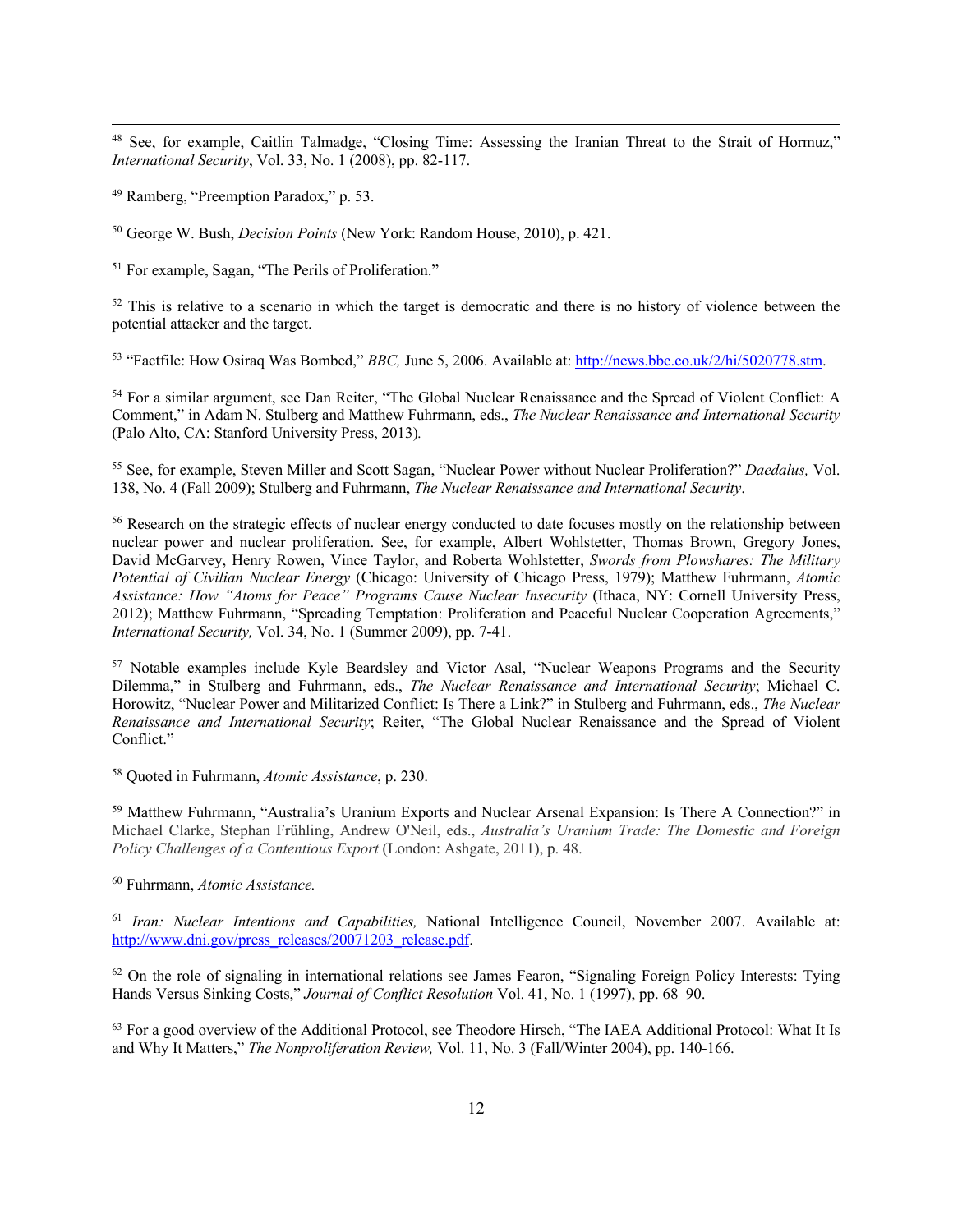[48] See, for example, Caitlin Talmadge, "Closing Time: Assessing the Iranian Threat to the Strait of Hormuz," *International Security*, Vol. 33, No. 1 (2008), pp. 82-117.

[49] Ramberg, "Preemption Paradox," p. 53.

[50] George W. Bush, *Decision Points* (New York: Random House, 2010), p. 421.

[51] For example, Sagan, "The Perils of Proliferation."

[52] This is relative to a scenario in which the target is democratic and there is no history of violence between the potential attacker and the target.

[53] "Factfile: How Osiraq Was Bombed," *BBC,* June 5, 2006. Available at: http://news.bbc.co.uk/2/hi/5020778.stm.

[54] For a similar argument, see Dan Reiter, "The Global Nuclear Renaissance and the Spread of Violent Conflict: A Comment," in Adam N. Stulberg and Matthew Fuhrmann, eds., *The Nuclear Renaissance and International Security* (Palo Alto, CA: Stanford University Press, 2013)*.*

[55] See, for example, Steven Miller and Scott Sagan, "Nuclear Power without Nuclear Proliferation?" *Daedalus,* Vol. 138, No. 4 (Fall 2009); Stulberg and Fuhrmann, *The Nuclear Renaissance and International Security*.

[56] Research on the strategic effects of nuclear energy conducted to date focuses mostly on the relationship between nuclear power and nuclear proliferation. See, for example, Albert Wohlstetter, Thomas Brown, Gregory Jones, David McGarvey, Henry Rowen, Vince Taylor, and Roberta Wohlstetter, *Swords from Plowshares: The Military Potential of Civilian Nuclear Energy* (Chicago: University of Chicago Press, 1979); Matthew Fuhrmann, *Atomic Assistance: How "Atoms for Peace" Programs Cause Nuclear Insecurity* (Ithaca, NY: Cornell University Press, 2012); Matthew Fuhrmann, "Spreading Temptation: Proliferation and Peaceful Nuclear Cooperation Agreements," *International Security,* Vol. 34, No. 1 (Summer 2009), pp. 7-41.

[57] Notable examples include Kyle Beardsley and Victor Asal, "Nuclear Weapons Programs and the Security Dilemma," in Stulberg and Fuhrmann, eds., *The Nuclear Renaissance and International Security*; Michael C. Horowitz, "Nuclear Power and Militarized Conflict: Is There a Link?" in Stulberg and Fuhrmann, eds., *The Nuclear Renaissance and International Security*; Reiter, "The Global Nuclear Renaissance and the Spread of Violent Conflict."

[58] Quoted in Fuhrmann, *Atomic Assistance*, p. 230.

[59] Matthew Fuhrmann, "Australia's Uranium Exports and Nuclear Arsenal Expansion: Is There A Connection?" in Michael Clarke, Stephan Frühling, Andrew O'Neil, eds., *Australia's Uranium Trade: The Domestic and Foreign Policy Challenges of a Contentious Export* (London: Ashgate, 2011), p. 48.

[60] Fuhrmann, *Atomic Assistance.*

[61] *Iran: Nuclear Intentions and Capabilities,* National Intelligence Council, November 2007. Available at: http://www.dni.gov/press_releases/20071203_release.pdf.

[62] On the role of signaling in international relations see James Fearon, "Signaling Foreign Policy Interests: Tying Hands Versus Sinking Costs," *Journal of Conflict Resolution* Vol. 41, No. 1 (1997), pp. 68–90.

[63] For a good overview of the Additional Protocol, see Theodore Hirsch, "The IAEA Additional Protocol: What It Is and Why It Matters," *The Nonproliferation Review,* Vol. 11, No. 3 (Fall/Winter 2004), pp. 140-166.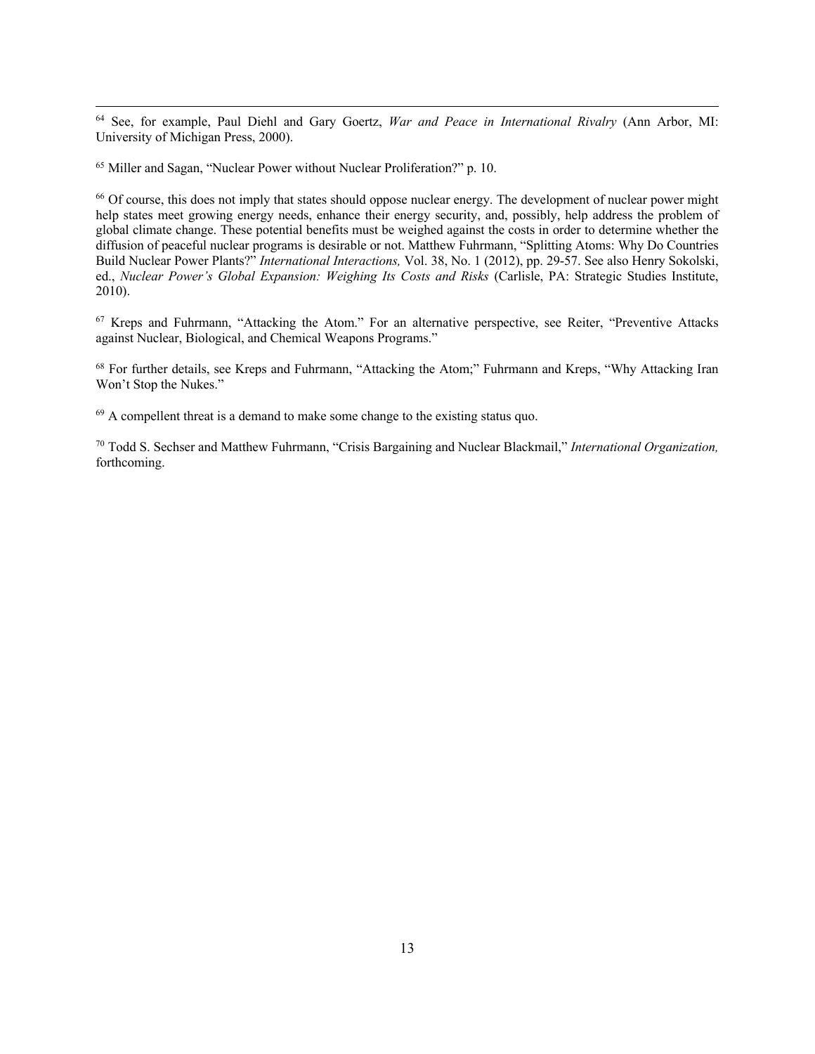[64] See, for example, Paul Diehl and Gary Goertz, *War and Peace in International Rivalry* (Ann Arbor, MI: University of Michigan Press, 2000).

[65] Miller and Sagan, "Nuclear Power without Nuclear Proliferation?" p. 10.

[66] Of course, this does not imply that states should oppose nuclear energy. The development of nuclear power might help states meet growing energy needs, enhance their energy security, and, possibly, help address the problem of global climate change. These potential benefits must be weighed against the costs in order to determine whether the diffusion of peaceful nuclear programs is desirable or not. Matthew Fuhrmann, "Splitting Atoms: Why Do Countries Build Nuclear Power Plants?" *International Interactions,* Vol. 38, No. 1 (2012), pp. 29-57. See also Henry Sokolski, ed., *Nuclear Power's Global Expansion: Weighing Its Costs and Risks* (Carlisle, PA: Strategic Studies Institute, 2010).

[67] Kreps and Fuhrmann, "Attacking the Atom." For an alternative perspective, see Reiter, "Preventive Attacks against Nuclear, Biological, and Chemical Weapons Programs."

[68] For further details, see Kreps and Fuhrmann, "Attacking the Atom;" Fuhrmann and Kreps, "Why Attacking Iran Won't Stop the Nukes."

[69] A compellent threat is a demand to make some change to the existing status quo.

[70] Todd S. Sechser and Matthew Fuhrmann, "Crisis Bargaining and Nuclear Blackmail," *International Organization,* forthcoming.